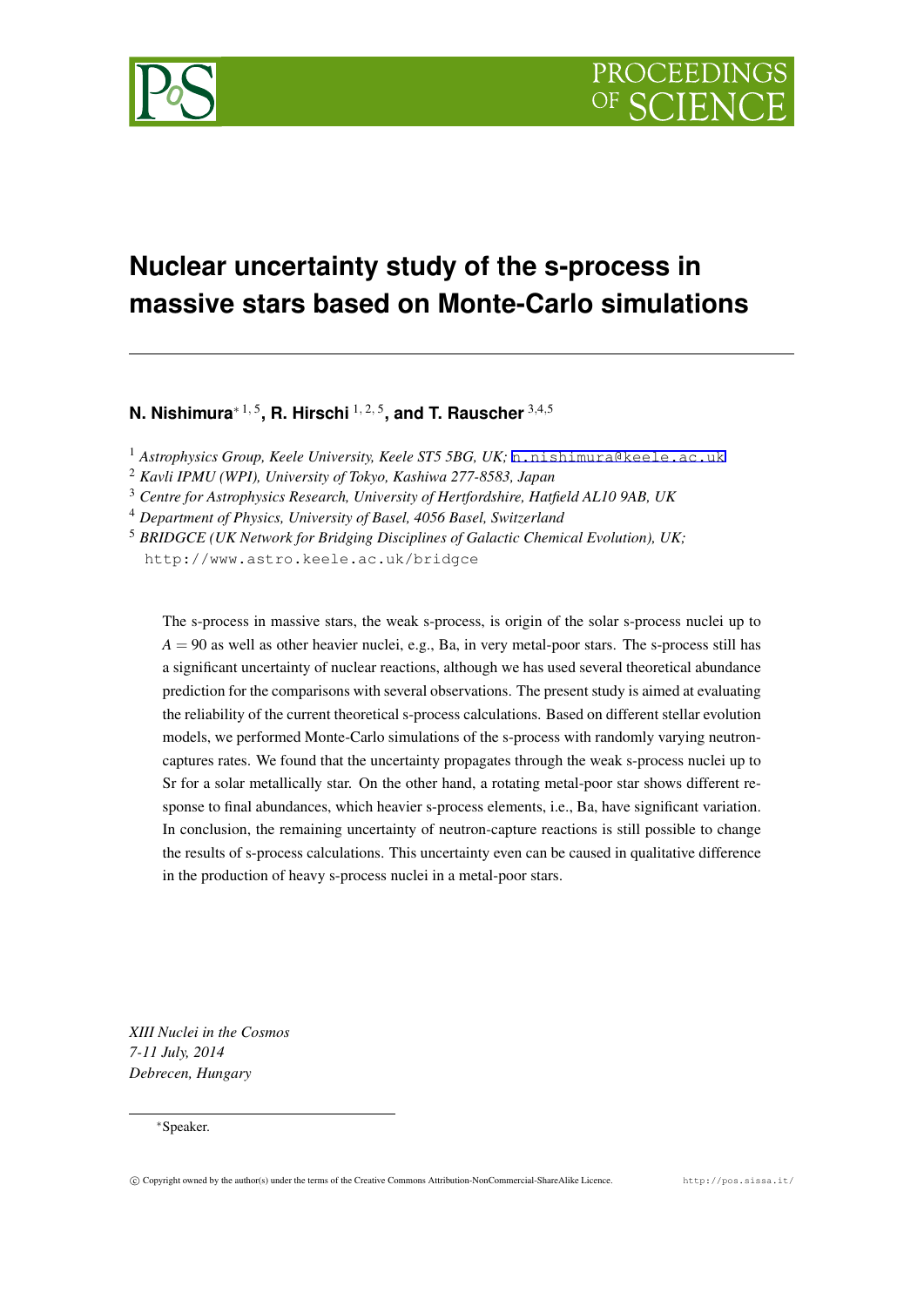# Nuclear uncertainty study of the s-process in massive stars based on Monte-Carlo simulations

**N. Nishimura**[*, 1, 5], **R. Hirschi** [1, 2, 5], **and T. Rauscher** [3,4,5]

[1] *Astrophysics Group, Keele University, Keele ST5 5BG, UK;* n.nishimura@keele.ac.uk
[2] *Kavli IPMU (WPI), University of Tokyo, Kashiwa 277-8583, Japan*
[3] *Centre for Astrophysics Research, University of Hertfordshire, Hatfield AL10 9AB, UK*
[4] *Department of Physics, University of Basel, 4056 Basel, Switzerland*
[5] *BRIDGCE (UK Network for Bridging Disciplines of Galactic Chemical Evolution), UK;* http://www.astro.keele.ac.uk/bridgce

The s-process in massive stars, the weak s-process, is origin of the solar s-process nuclei up to $A = 90$ as well as other heavier nuclei, e.g., Ba, in very metal-poor stars. The s-process still has a significant uncertainty of nuclear reactions, although we has used several theoretical abundance prediction for the comparisons with several observations. The present study is aimed at evaluating the reliability of the current theoretical s-process calculations. Based on different stellar evolution models, we performed Monte-Carlo simulations of the s-process with randomly varying neutron-captures rates. We found that the uncertainty propagates through the weak s-process nuclei up to Sr for a solar metallically star. On the other hand, a rotating metal-poor star shows different response to final abundances, which heavier s-process elements, i.e., Ba, have significant variation. In conclusion, the remaining uncertainty of neutron-capture reactions is still possible to change the results of s-process calculations. This uncertainty even can be caused in qualitative difference in the production of heavy s-process nuclei in a metal-poor stars.

*XIII Nuclei in the Cosmos*
*7-11 July, 2014*
*Debrecen, Hungary*

[*] Speaker.

© Copyright owned by the author(s) under the terms of the Creative Commons Attribution-NonCommercial-ShareAlike Licence.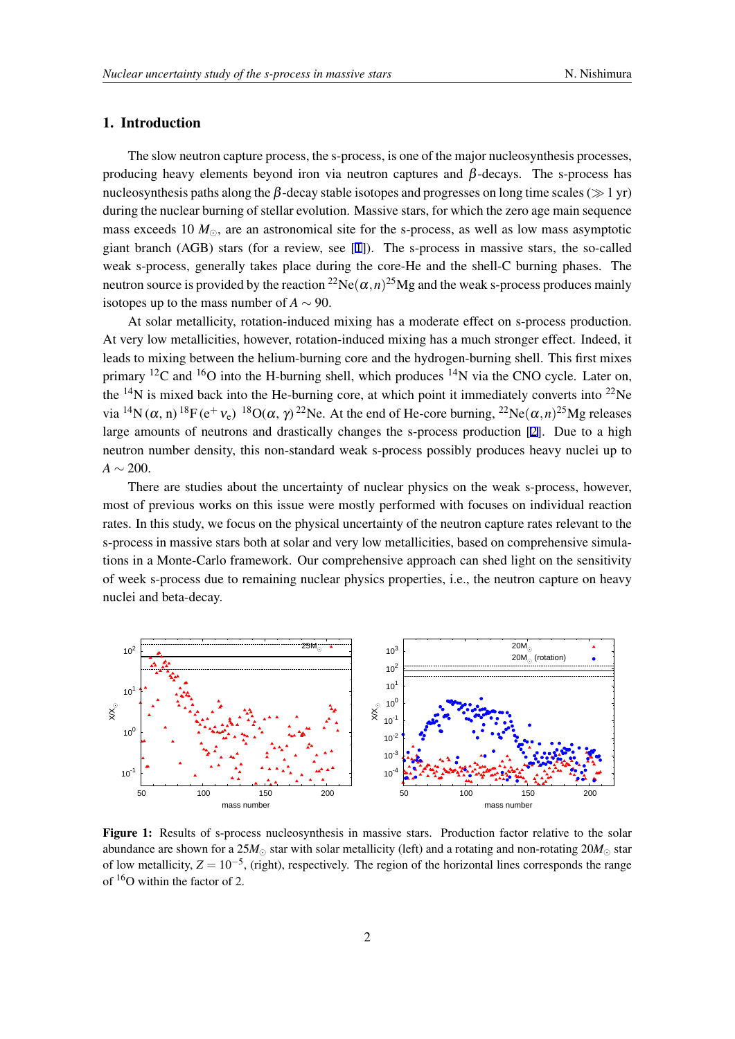## 1. Introduction

The slow neutron capture process, the s-process, is one of the major nucleosynthesis processes, producing heavy elements beyond iron via neutron captures and $\beta$-decays. The s-process has nucleosynthesis paths along the $\beta$-decay stable isotopes and progresses on long time scales ($\gg 1$ yr) during the nuclear burning of stellar evolution. Massive stars, for which the zero age main sequence mass exceeds 10 $M_\odot$, are an astronomical site for the s-process, as well as low mass asymptotic giant branch (AGB) stars (for a review, see [1]). The s-process in massive stars, the so-called weak s-process, generally takes place during the core-He and the shell-C burning phases. The neutron source is provided by the reaction $^{22}\mathrm{Ne}(\alpha,n)^{25}\mathrm{Mg}$ and the weak s-process produces mainly isotopes up to the mass number of $A \sim 90$.

At solar metallicity, rotation-induced mixing has a moderate effect on s-process production. At very low metallicities, however, rotation-induced mixing has a much stronger effect. Indeed, it leads to mixing between the helium-burning core and the hydrogen-burning shell. This first mixes primary $^{12}$C and $^{16}$O into the H-burning shell, which produces $^{14}$N via the CNO cycle. Later on, the $^{14}$N is mixed back into the He-burning core, at which point it immediately converts into $^{22}$Ne via $^{14}\mathrm{N}(\alpha,\mathrm{n})\,^{18}\mathrm{F}(\mathrm{e}^+\,\nu_\mathrm{e})\,^{18}\mathrm{O}(\alpha,\gamma)\,^{22}\mathrm{Ne}$. At the end of He-core burning, $^{22}\mathrm{Ne}(\alpha,n)^{25}\mathrm{Mg}$ releases large amounts of neutrons and drastically changes the s-process production [2]. Due to a high neutron number density, this non-standard weak s-process possibly produces heavy nuclei up to $A \sim 200$.

There are studies about the uncertainty of nuclear physics on the weak s-process, however, most of previous works on this issue were mostly performed with focuses on individual reaction rates. In this study, we focus on the physical uncertainty of the neutron capture rates relevant to the s-process in massive stars both at solar and very low metallicities, based on comprehensive simulations in a Monte-Carlo framework. Our comprehensive approach can shed light on the sensitivity of week s-process due to remaining nuclear physics properties, i.e., the neutron capture on heavy nuclei and beta-decay.

**Figure 1:** Results of s-process nucleosynthesis in massive stars. Production factor relative to the solar abundance are shown for a 25$M_\odot$ star with solar metallicity (left) and a rotating and non-rotating 20$M_\odot$ star of low metallicity, $Z = 10^{-5}$, (right), respectively. The region of the horizontal lines corresponds the range of $^{16}$O within the factor of 2.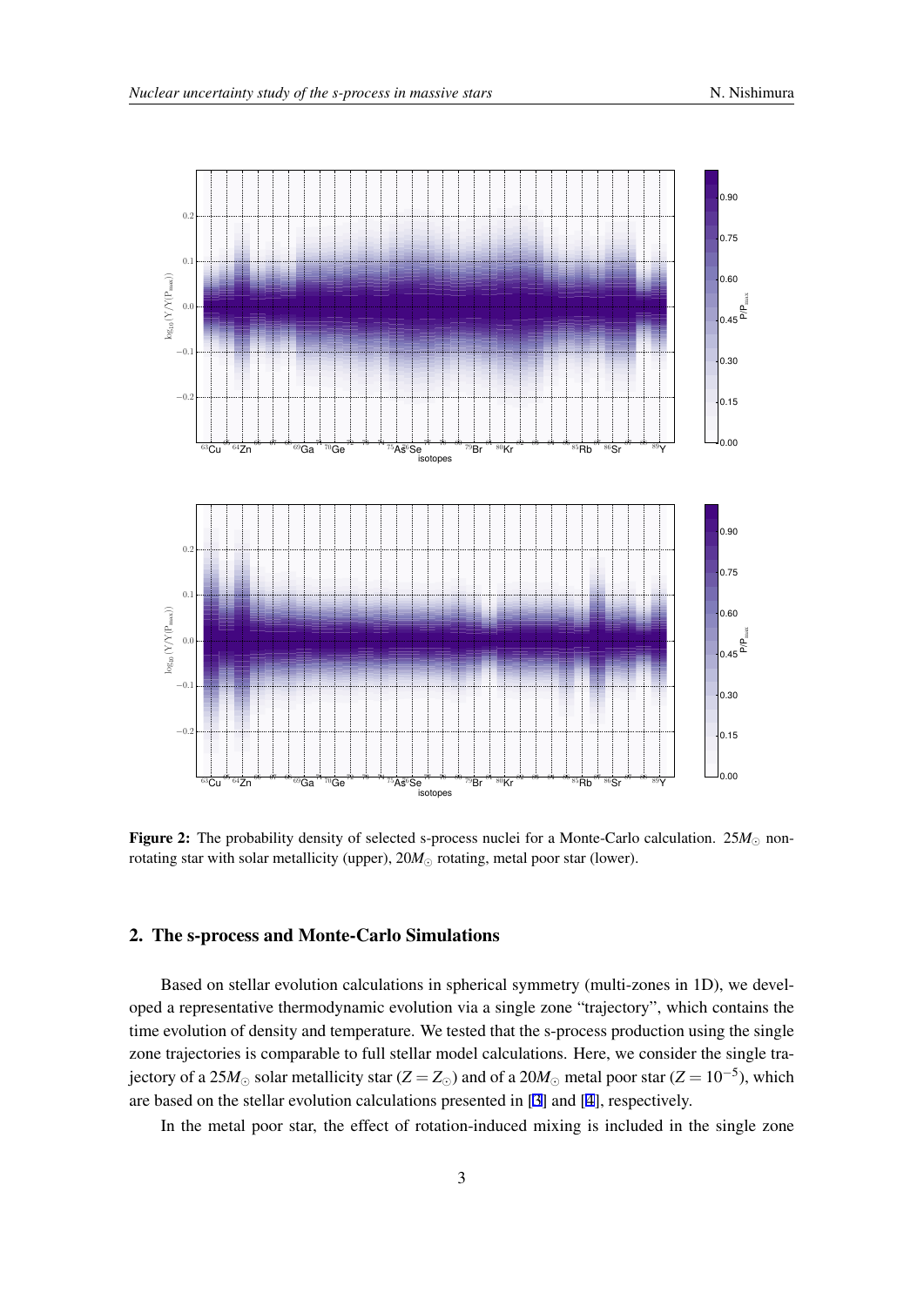**Figure 2:** The probability density of selected s-process nuclei for a Monte-Carlo calculation. $25M_\odot$ non-rotating star with solar metallicity (upper), $20M_\odot$ rotating, metal poor star (lower).

## 2. The s-process and Monte-Carlo Simulations

Based on stellar evolution calculations in spherical symmetry (multi-zones in 1D), we developed a representative thermodynamic evolution via a single zone "trajectory", which contains the time evolution of density and temperature. We tested that the s-process production using the single zone trajectories is comparable to full stellar model calculations. Here, we consider the single trajectory of a $25M_\odot$ solar metallicity star ($Z = Z_\odot$) and of a $20M_\odot$ metal poor star ($Z = 10^{-5}$), which are based on the stellar evolution calculations presented in [3] and [4], respectively.

In the metal poor star, the effect of rotation-induced mixing is included in the single zone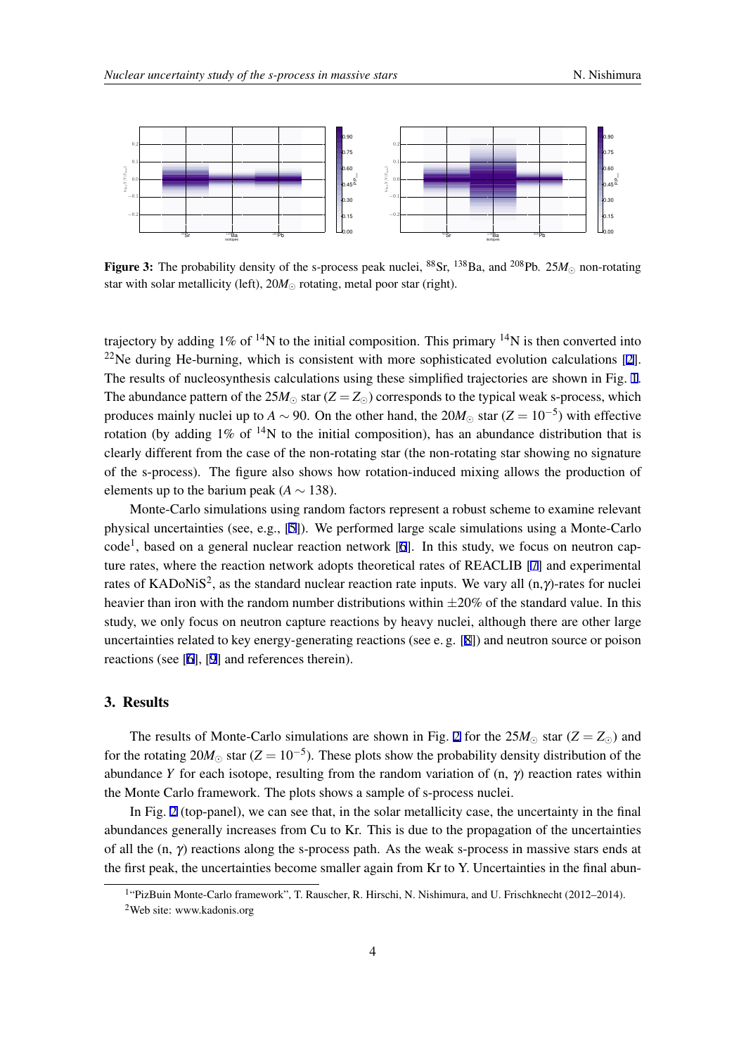**Figure 3:** The probability density of the s-process peak nuclei, $^{88}$Sr, $^{138}$Ba, and $^{208}$Pb. $25M_\odot$ non-rotating star with solar metallicity (left), $20M_\odot$ rotating, metal poor star (right).

trajectory by adding 1% of $^{14}$N to the initial composition. This primary $^{14}$N is then converted into $^{22}$Ne during He-burning, which is consistent with more sophisticated evolution calculations [2]. The results of nucleosynthesis calculations using these simplified trajectories are shown in Fig. 1. The abundance pattern of the $25M_\odot$ star ($Z = Z_\odot$) corresponds to the typical weak s-process, which produces mainly nuclei up to $A \sim 90$. On the other hand, the $20M_\odot$ star ($Z = 10^{-5}$) with effective rotation (by adding 1% of $^{14}$N to the initial composition), has an abundance distribution that is clearly different from the case of the non-rotating star (the non-rotating star showing no signature of the s-process). The figure also shows how rotation-induced mixing allows the production of elements up to the barium peak ($A \sim 138$).

Monte-Carlo simulations using random factors represent a robust scheme to examine relevant physical uncertainties (see, e.g., [5]). We performed large scale simulations using a Monte-Carlo code[1], based on a general nuclear reaction network [6]. In this study, we focus on neutron capture rates, where the reaction network adopts theoretical rates of REACLIB [7] and experimental rates of KADoNiS[2], as the standard nuclear reaction rate inputs. We vary all (n,$\gamma$)-rates for nuclei heavier than iron with the random number distributions within $\pm 20\%$ of the standard value. In this study, we only focus on neutron capture reactions by heavy nuclei, although there are other large uncertainties related to key energy-generating reactions (see e. g. [8]) and neutron source or poison reactions (see [6], [9] and references therein).

## 3. Results

The results of Monte-Carlo simulations are shown in Fig. 2 for the $25M_\odot$ star ($Z = Z_\odot$) and for the rotating $20M_\odot$ star ($Z = 10^{-5}$). These plots show the probability density distribution of the abundance $Y$ for each isotope, resulting from the random variation of (n, $\gamma$) reaction rates within the Monte Carlo framework. The plots shows a sample of s-process nuclei.

In Fig. 2 (top-panel), we can see that, in the solar metallicity case, the uncertainty in the final abundances generally increases from Cu to Kr. This is due to the propagation of the uncertainties of all the (n, $\gamma$) reactions along the s-process path. As the weak s-process in massive stars ends at the first peak, the uncertainties become smaller again from Kr to Y. Uncertainties in the final abun-

[1] "PizBuin Monte-Carlo framework", T. Rauscher, R. Hirschi, N. Nishimura, and U. Frischknecht (2012–2014).

[2] Web site: www.kadonis.org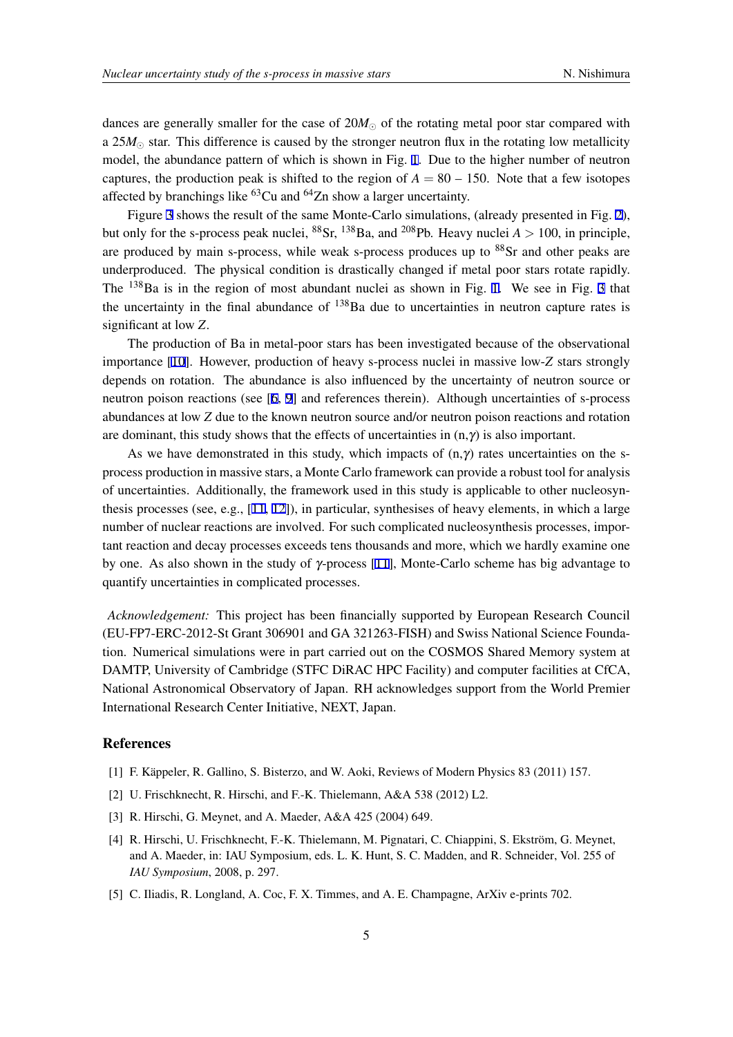dances are generally smaller for the case of $20M_\odot$ of the rotating metal poor star compared with a $25M_\odot$ star. This difference is caused by the stronger neutron flux in the rotating low metallicity model, the abundance pattern of which is shown in Fig. 1. Due to the higher number of neutron captures, the production peak is shifted to the region of $A = 80 - 150$. Note that a few isotopes affected by branchings like $^{63}$Cu and $^{64}$Zn show a larger uncertainty.

Figure 3 shows the result of the same Monte-Carlo simulations, (already presented in Fig. 2), but only for the s-process peak nuclei, $^{88}$Sr, $^{138}$Ba, and $^{208}$Pb. Heavy nuclei $A > 100$, in principle, are produced by main s-process, while weak s-process produces up to $^{88}$Sr and other peaks are underproduced. The physical condition is drastically changed if metal poor stars rotate rapidly. The $^{138}$Ba is in the region of most abundant nuclei as shown in Fig. 1. We see in Fig. 3 that the uncertainty in the final abundance of $^{138}$Ba due to uncertainties in neutron capture rates is significant at low $Z$.

The production of Ba in metal-poor stars has been investigated because of the observational importance [10]. However, production of heavy s-process nuclei in massive low-$Z$ stars strongly depends on rotation. The abundance is also influenced by the uncertainty of neutron source or neutron poison reactions (see [6, 9] and references therein). Although uncertainties of s-process abundances at low $Z$ due to the known neutron source and/or neutron poison reactions and rotation are dominant, this study shows that the effects of uncertainties in (n,$\gamma$) is also important.

As we have demonstrated in this study, which impacts of (n,$\gamma$) rates uncertainties on the s-process production in massive stars, a Monte Carlo framework can provide a robust tool for analysis of uncertainties. Additionally, the framework used in this study is applicable to other nucleosynthesis processes (see, e.g., [11, 12]), in particular, synthesises of heavy elements, in which a large number of nuclear reactions are involved. For such complicated nucleosynthesis processes, important reaction and decay processes exceeds tens thousands and more, which we hardly examine one by one. As also shown in the study of $\gamma$-process [11], Monte-Carlo scheme has big advantage to quantify uncertainties in complicated processes.

*Acknowledgement:* This project has been financially supported by European Research Council (EU-FP7-ERC-2012-St Grant 306901 and GA 321263-FISH) and Swiss National Science Foundation. Numerical simulations were in part carried out on the COSMOS Shared Memory system at DAMTP, University of Cambridge (STFC DiRAC HPC Facility) and computer facilities at CfCA, National Astronomical Observatory of Japan. RH acknowledges support from the World Premier International Research Center Initiative, NEXT, Japan.

## References

[1] F. Käppeler, R. Gallino, S. Bisterzo, and W. Aoki, Reviews of Modern Physics 83 (2011) 157.

[2] U. Frischknecht, R. Hirschi, and F.-K. Thielemann, A&A 538 (2012) L2.

[3] R. Hirschi, G. Meynet, and A. Maeder, A&A 425 (2004) 649.

[4] R. Hirschi, U. Frischknecht, F.-K. Thielemann, M. Pignatari, C. Chiappini, S. Ekström, G. Meynet, and A. Maeder, in: IAU Symposium, eds. L. K. Hunt, S. C. Madden, and R. Schneider, Vol. 255 of *IAU Symposium*, 2008, p. 297.

[5] C. Iliadis, R. Longland, A. Coc, F. X. Timmes, and A. E. Champagne, ArXiv e-prints 702.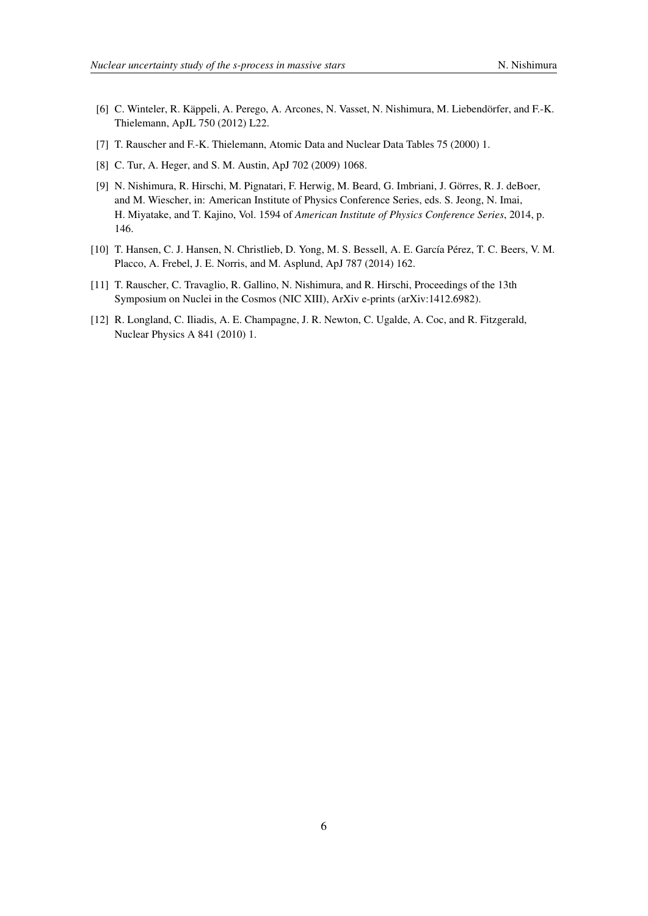[6] C. Winteler, R. Käppeli, A. Perego, A. Arcones, N. Vasset, N. Nishimura, M. Liebendörfer, and F.-K. Thielemann, ApJL 750 (2012) L22.

[7] T. Rauscher and F.-K. Thielemann, Atomic Data and Nuclear Data Tables 75 (2000) 1.

[8] C. Tur, A. Heger, and S. M. Austin, ApJ 702 (2009) 1068.

[9] N. Nishimura, R. Hirschi, M. Pignatari, F. Herwig, M. Beard, G. Imbriani, J. Görres, R. J. deBoer, and M. Wiescher, in: American Institute of Physics Conference Series, eds. S. Jeong, N. Imai, H. Miyatake, and T. Kajino, Vol. 1594 of *American Institute of Physics Conference Series*, 2014, p. 146.

[10] T. Hansen, C. J. Hansen, N. Christlieb, D. Yong, M. S. Bessell, A. E. García Pérez, T. C. Beers, V. M. Placco, A. Frebel, J. E. Norris, and M. Asplund, ApJ 787 (2014) 162.

[11] T. Rauscher, C. Travaglio, R. Gallino, N. Nishimura, and R. Hirschi, Proceedings of the 13th Symposium on Nuclei in the Cosmos (NIC XIII), ArXiv e-prints (arXiv:1412.6982).

[12] R. Longland, C. Iliadis, A. E. Champagne, J. R. Newton, C. Ugalde, A. Coc, and R. Fitzgerald, Nuclear Physics A 841 (2010) 1.